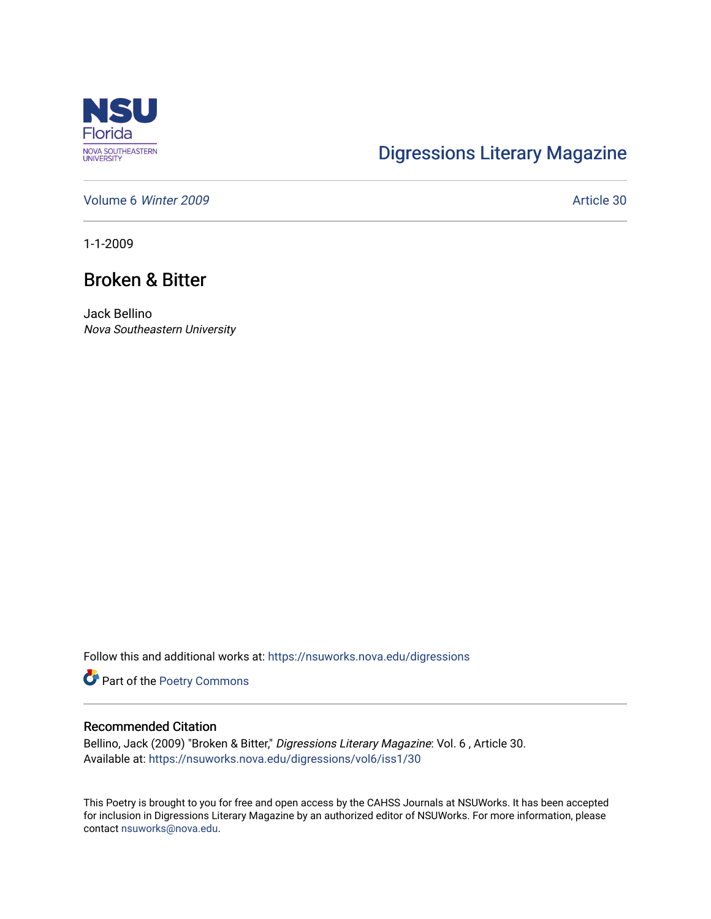Digressions Literary Magazine

Volume 6 *Winter 2009*

Article 30

1-1-2009

# Broken & Bitter

Jack Bellino
*Nova Southeastern University*

Follow this and additional works at: https://nsuworks.nova.edu/digressions

Part of the Poetry Commons

## Recommended Citation

Bellino, Jack (2009) "Broken & Bitter," *Digressions Literary Magazine*: Vol. 6 , Article 30.
Available at: https://nsuworks.nova.edu/digressions/vol6/iss1/30

This Poetry is brought to you for free and open access by the CAHSS Journals at NSUWorks. It has been accepted for inclusion in Digressions Literary Magazine by an authorized editor of NSUWorks. For more information, please contact nsuworks@nova.edu.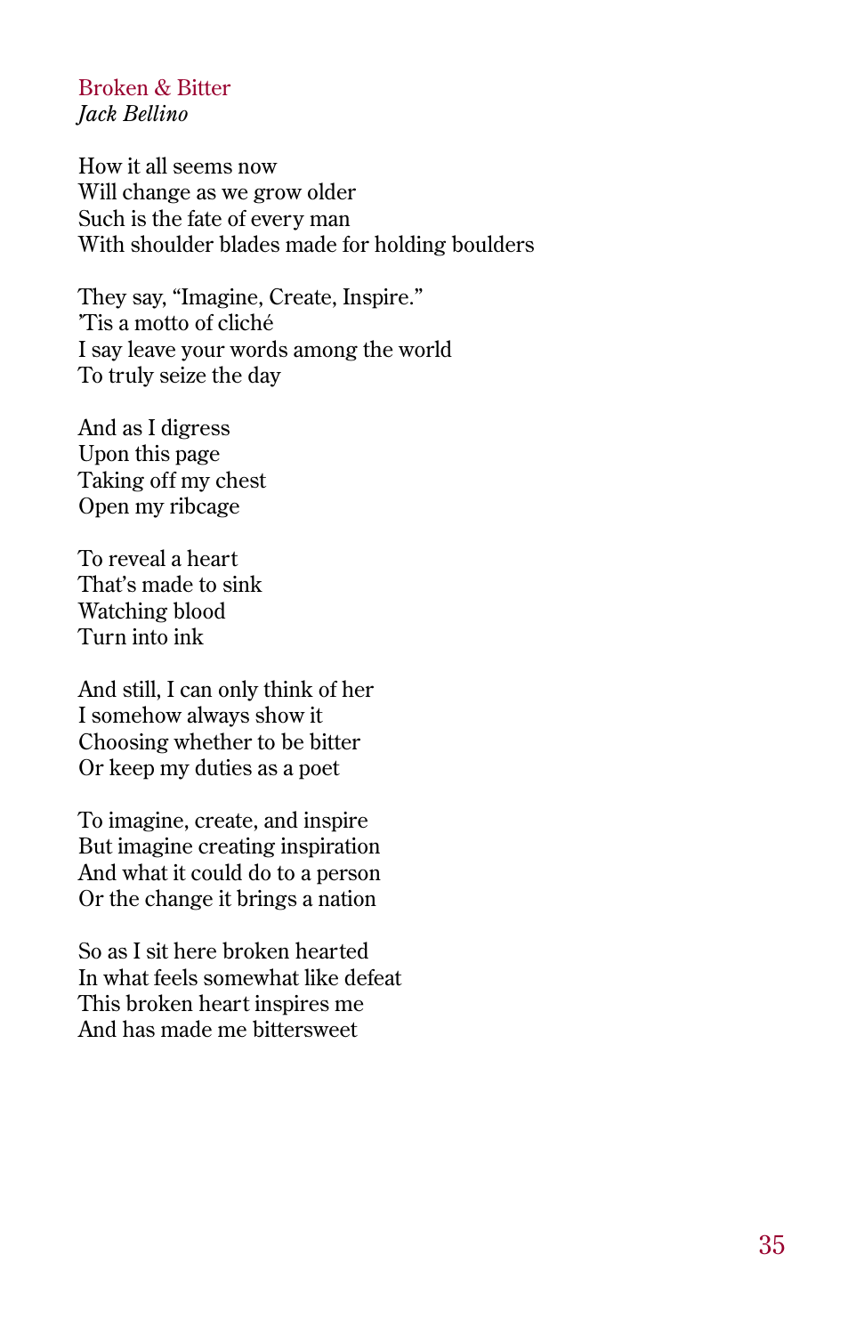## Broken & Bitter

*Jack Bellino*

How it all seems now
Will change as we grow older
Such is the fate of every man
With shoulder blades made for holding boulders

They say, “Imagine, Create, Inspire.”
’Tis a motto of cliché
I say leave your words among the world
To truly seize the day

And as I digress
Upon this page
Taking off my chest
Open my ribcage

To reveal a heart
That’s made to sink
Watching blood
Turn into ink

And still, I can only think of her
I somehow always show it
Choosing whether to be bitter
Or keep my duties as a poet

To imagine, create, and inspire
But imagine creating inspiration
And what it could do to a person
Or the change it brings a nation

So as I sit here broken hearted
In what feels somewhat like defeat
This broken heart inspires me
And has made me bittersweet